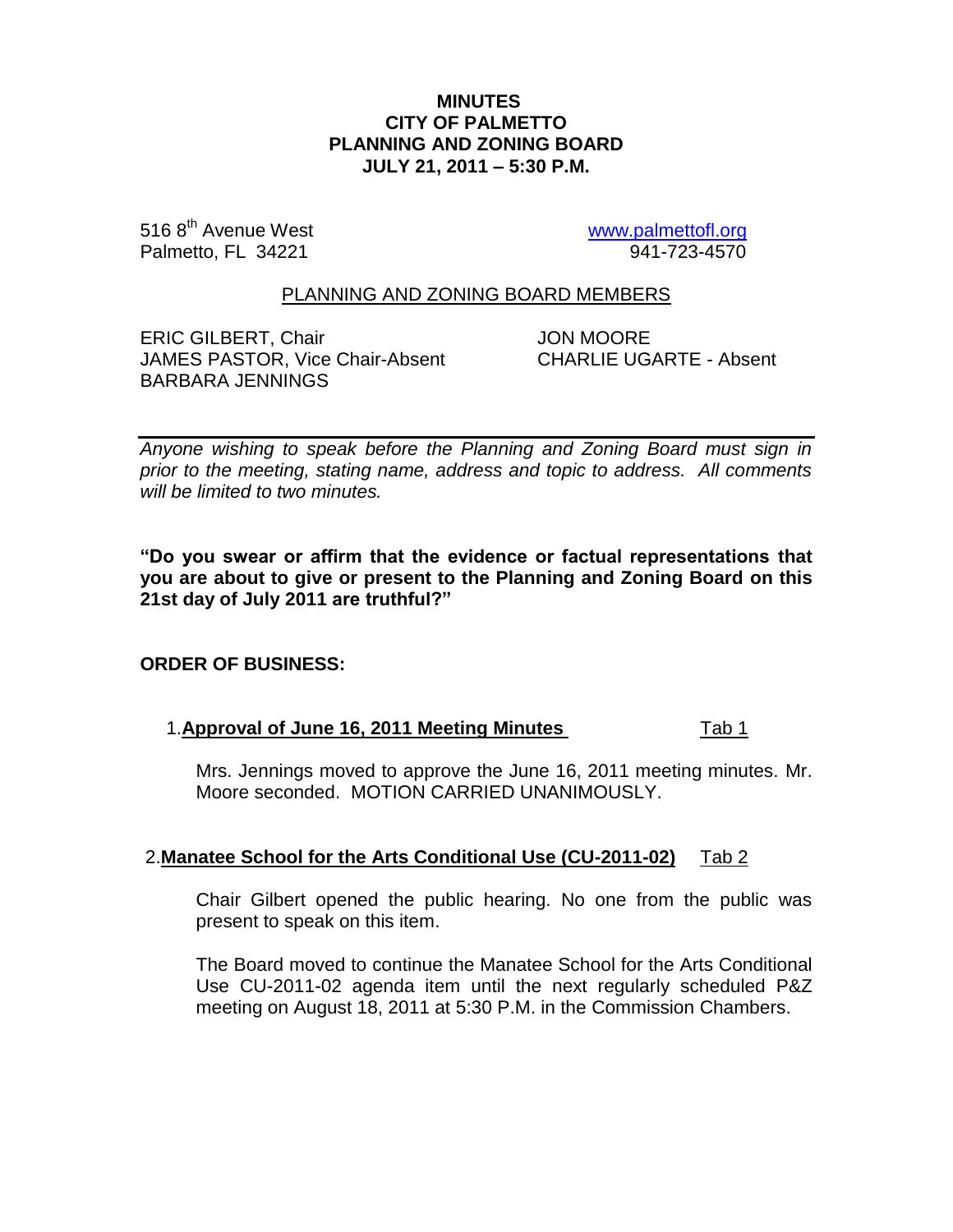**MINUTES**
**CITY OF PALMETTO**
**PLANNING AND ZONING BOARD**
**JULY 21, 2011 – 5:30 P.M.**

516 8th Avenue West
Palmetto, FL 34221

www.palmettofl.org
941-723-4570

PLANNING AND ZONING BOARD MEMBERS

ERIC GILBERT, Chair
JAMES PASTOR, Vice Chair-Absent
BARBARA JENNINGS
JON MOORE
CHARLIE UGARTE - Absent

---

*Anyone wishing to speak before the Planning and Zoning Board must sign in prior to the meeting, stating name, address and topic to address. All comments will be limited to two minutes.*

**"Do you swear or affirm that the evidence or factual representations that you are about to give or present to the Planning and Zoning Board on this 21st day of July 2011 are truthful?"**

**ORDER OF BUSINESS:**

1. **Approval of June 16, 2011 Meeting Minutes** Tab 1

   Mrs. Jennings moved to approve the June 16, 2011 meeting minutes. Mr. Moore seconded. MOTION CARRIED UNANIMOUSLY.

2. **Manatee School for the Arts Conditional Use (CU-2011-02)** Tab 2

   Chair Gilbert opened the public hearing. No one from the public was present to speak on this item.

   The Board moved to continue the Manatee School for the Arts Conditional Use CU-2011-02 agenda item until the next regularly scheduled P&Z meeting on August 18, 2011 at 5:30 P.M. in the Commission Chambers.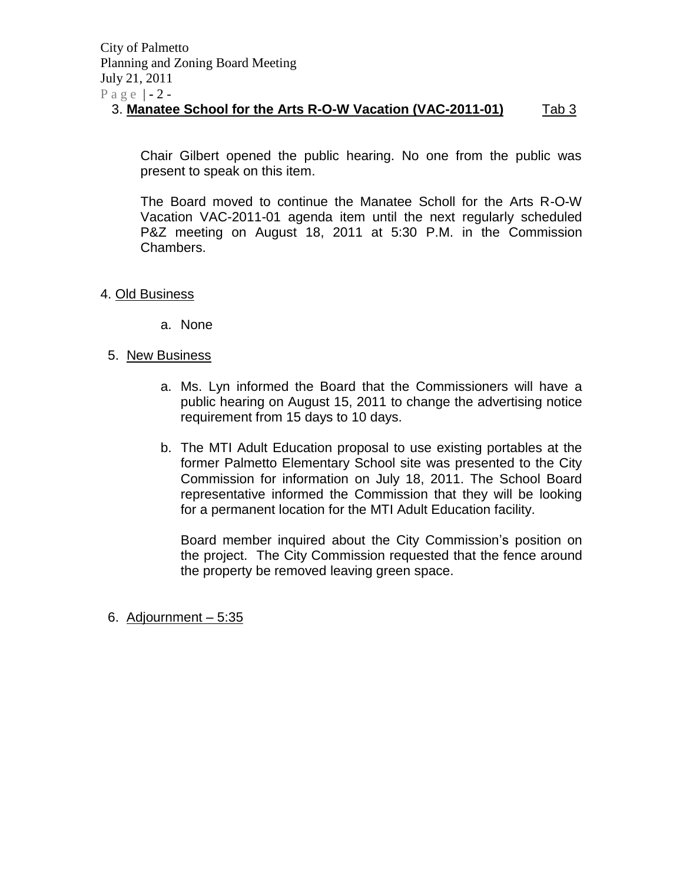3. **Manatee School for the Arts R-O-W Vacation (VAC-2011-01)** Tab 3

Chair Gilbert opened the public hearing. No one from the public was present to speak on this item.

The Board moved to continue the Manatee Scholl for the Arts R-O-W Vacation VAC-2011-01 agenda item until the next regularly scheduled P&Z meeting on August 18, 2011 at 5:30 P.M. in the Commission Chambers.

4. Old Business

   a. None

5. New Business

   a. Ms. Lyn informed the Board that the Commissioners will have a public hearing on August 15, 2011 to change the advertising notice requirement from 15 days to 10 days.

   b. The MTI Adult Education proposal to use existing portables at the former Palmetto Elementary School site was presented to the City Commission for information on July 18, 2011. The School Board representative informed the Commission that they will be looking for a permanent location for the MTI Adult Education facility.

      Board member inquired about the City Commission's position on the project. The City Commission requested that the fence around the property be removed leaving green space.

6. Adjournment – 5:35